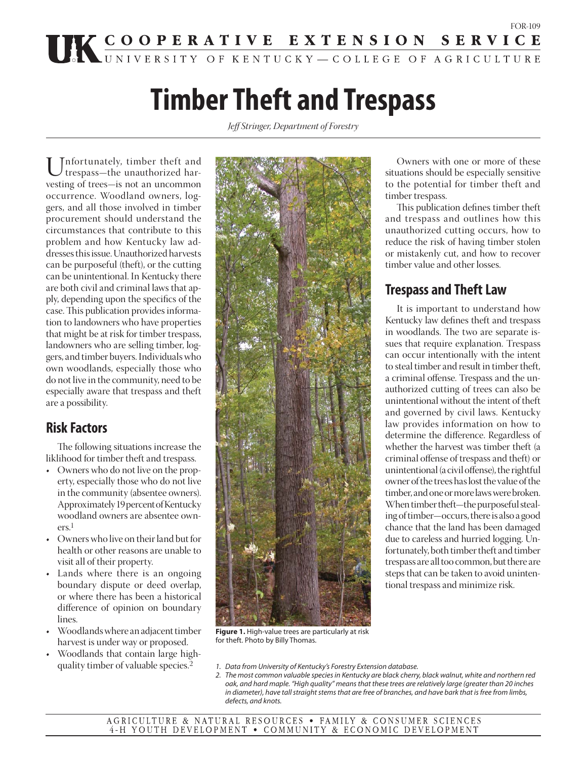FOR-109

COOPERATIVE EXTENSION SERVICE
UNIVERSITY OF KENTUCKY—COLLEGE OF AGRICULTURE

# Timber Theft and Trespass

*Jeff Stringer, Department of Forestry*

Unfortunately, timber theft and trespass—the unauthorized harvesting of trees—is not an uncommon occurrence. Woodland owners, loggers, and all those involved in timber procurement should understand the circumstances that contribute to this problem and how Kentucky law addresses this issue. Unauthorized harvests can be purposeful (theft), or the cutting can be unintentional. In Kentucky there are both civil and criminal laws that apply, depending upon the specifics of the case. This publication provides information to landowners who have properties that might be at risk for timber trespass, landowners who are selling timber, loggers, and timber buyers. Individuals who own woodlands, especially those who do not live in the community, need to be especially aware that trespass and theft are a possibility.

## Risk Factors

The following situations increase the liklihood for timber theft and trespass.

- Owners who do not live on the property, especially those who do not live in the community (absentee owners). Approximately 19 percent of Kentucky woodland owners are absentee owners.[1]
- Owners who live on their land but for health or other reasons are unable to visit all of their property.
- Lands where there is an ongoing boundary dispute or deed overlap, or where there has been a historical difference of opinion on boundary lines.
- Woodlands where an adjacent timber harvest is under way or proposed.
- Woodlands that contain large high-quality timber of valuable species.[2]

**Figure 1.** High-value trees are particularly at risk for theft. Photo by Billy Thomas.

Owners with one or more of these situations should be especially sensitive to the potential for timber theft and timber trespass.

This publication defines timber theft and trespass and outlines how this unauthorized cutting occurs, how to reduce the risk of having timber stolen or mistakenly cut, and how to recover timber value and other losses.

## Trespass and Theft Law

It is important to understand how Kentucky law defines theft and trespass in woodlands. The two are separate issues that require explanation. Trespass can occur intentionally with the intent to steal timber and result in timber theft, a criminal offense. Trespass and the unauthorized cutting of trees can also be unintentional without the intent of theft and governed by civil laws. Kentucky law provides information on how to determine the difference. Regardless of whether the harvest was timber theft (a criminal offense of trespass and theft) or unintentional (a civil offense), the rightful owner of the trees has lost the value of the timber, and one or more laws were broken. When timber theft—the purposeful stealing of timber—occurs, there is also a good chance that the land has been damaged due to careless and hurried logging. Unfortunately, both timber theft and timber trespass are all too common, but there are steps that can be taken to avoid unintentional trespass and minimize risk.

*1. Data from University of Kentucky's Forestry Extension database.*

*2. The most common valuable species in Kentucky are black cherry, black walnut, white and northern red oak, and hard maple. "High quality" means that these trees are relatively large (greater than 20 inches in diameter), have tall straight stems that are free of branches, and have bark that is free from limbs, defects, and knots.*

AGRICULTURE & NATURAL RESOURCES • FAMILY & CONSUMER SCIENCES
4-H YOUTH DEVELOPMENT • COMMUNITY & ECONOMIC DEVELOPMENT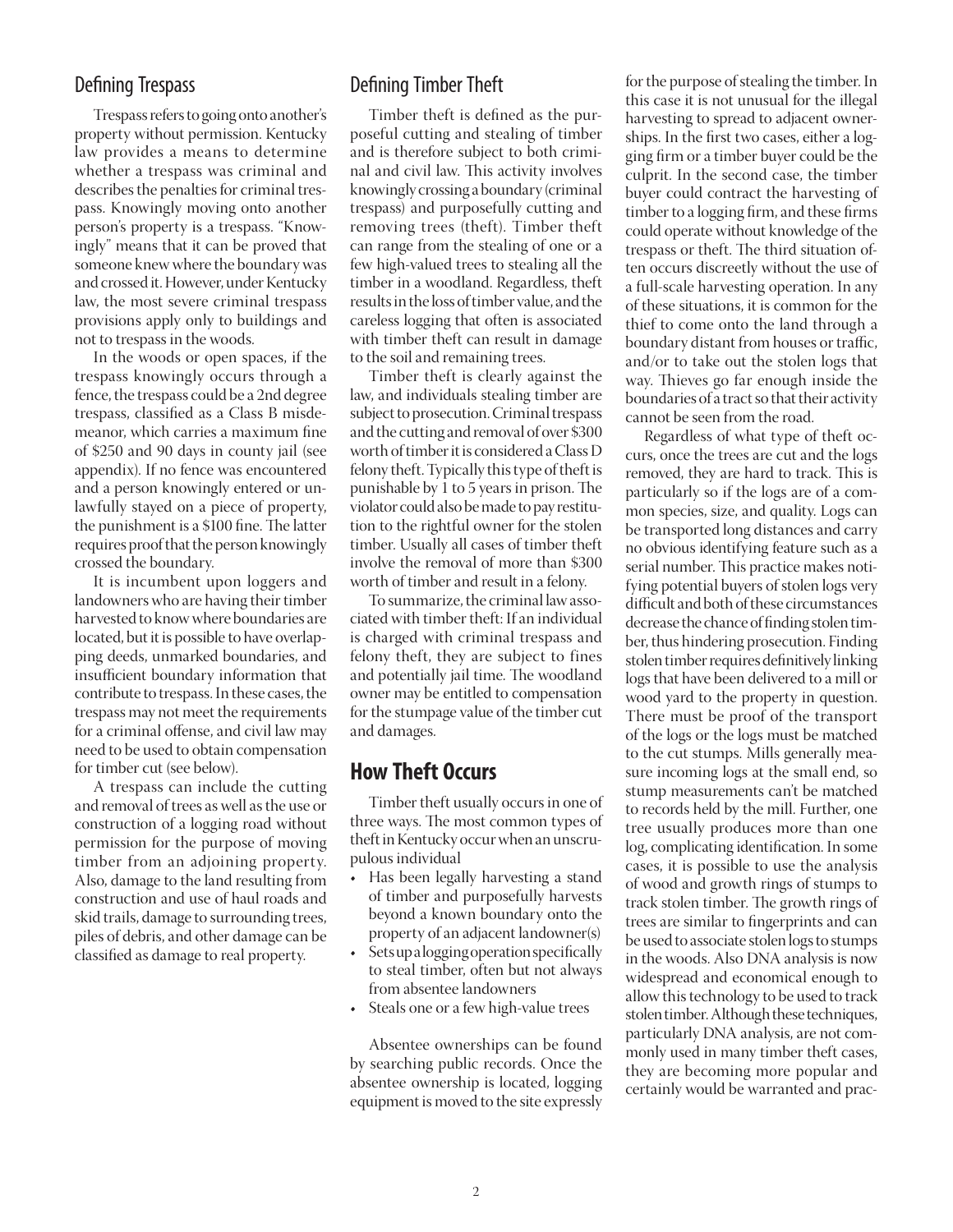## Defining Trespass

Trespass refers to going onto another's property without permission. Kentucky law provides a means to determine whether a trespass was criminal and describes the penalties for criminal trespass. Knowingly moving onto another person's property is a trespass. "Knowingly" means that it can be proved that someone knew where the boundary was and crossed it. However, under Kentucky law, the most severe criminal trespass provisions apply only to buildings and not to trespass in the woods.

In the woods or open spaces, if the trespass knowingly occurs through a fence, the trespass could be a 2nd degree trespass, classified as a Class B misdemeanor, which carries a maximum fine of $250 and 90 days in county jail (see appendix). If no fence was encountered and a person knowingly entered or unlawfully stayed on a piece of property, the punishment is a $100 fine. The latter requires proof that the person knowingly crossed the boundary.

It is incumbent upon loggers and landowners who are having their timber harvested to know where boundaries are located, but it is possible to have overlapping deeds, unmarked boundaries, and insufficient boundary information that contribute to trespass. In these cases, the trespass may not meet the requirements for a criminal offense, and civil law may need to be used to obtain compensation for timber cut (see below).

A trespass can include the cutting and removal of trees as well as the use or construction of a logging road without permission for the purpose of moving timber from an adjoining property. Also, damage to the land resulting from construction and use of haul roads and skid trails, damage to surrounding trees, piles of debris, and other damage can be classified as damage to real property.

## Defining Timber Theft

Timber theft is defined as the purposeful cutting and stealing of timber and is therefore subject to both criminal and civil law. This activity involves knowingly crossing a boundary (criminal trespass) and purposefully cutting and removing trees (theft). Timber theft can range from the stealing of one or a few high-valued trees to stealing all the timber in a woodland. Regardless, theft results in the loss of timber value, and the careless logging that often is associated with timber theft can result in damage to the soil and remaining trees.

Timber theft is clearly against the law, and individuals stealing timber are subject to prosecution. Criminal trespass and the cutting and removal of over $300 worth of timber it is considered a Class D felony theft. Typically this type of theft is punishable by 1 to 5 years in prison. The violator could also be made to pay restitution to the rightful owner for the stolen timber. Usually all cases of timber theft involve the removal of more than $300 worth of timber and result in a felony.

To summarize, the criminal law associated with timber theft: If an individual is charged with criminal trespass and felony theft, they are subject to fines and potentially jail time. The woodland owner may be entitled to compensation for the stumpage value of the timber cut and damages.

## How Theft Occurs

Timber theft usually occurs in one of three ways. The most common types of theft in Kentucky occur when an unscrupulous individual

- Has been legally harvesting a stand of timber and purposefully harvests beyond a known boundary onto the property of an adjacent landowner(s)
- Sets up a logging operation specifically to steal timber, often but not always from absentee landowners
- Steals one or a few high-value trees

Absentee ownerships can be found by searching public records. Once the absentee ownership is located, logging equipment is moved to the site expressly for the purpose of stealing the timber. In this case it is not unusual for the illegal harvesting to spread to adjacent ownerships. In the first two cases, either a logging firm or a timber buyer could be the culprit. In the second case, the timber buyer could contract the harvesting of timber to a logging firm, and these firms could operate without knowledge of the trespass or theft. The third situation often occurs discreetly without the use of a full-scale harvesting operation. In any of these situations, it is common for the thief to come onto the land through a boundary distant from houses or traffic, and/or to take out the stolen logs that way. Thieves go far enough inside the boundaries of a tract so that their activity cannot be seen from the road.

Regardless of what type of theft occurs, once the trees are cut and the logs removed, they are hard to track. This is particularly so if the logs are of a common species, size, and quality. Logs can be transported long distances and carry no obvious identifying feature such as a serial number. This practice makes notifying potential buyers of stolen logs very difficult and both of these circumstances decrease the chance of finding stolen timber, thus hindering prosecution. Finding stolen timber requires definitively linking logs that have been delivered to a mill or wood yard to the property in question. There must be proof of the transport of the logs or the logs must be matched to the cut stumps. Mills generally measure incoming logs at the small end, so stump measurements can't be matched to records held by the mill. Further, one tree usually produces more than one log, complicating identification. In some cases, it is possible to use the analysis of wood and growth rings of stumps to track stolen timber. The growth rings of trees are similar to fingerprints and can be used to associate stolen logs to stumps in the woods. Also DNA analysis is now widespread and economical enough to allow this technology to be used to track stolen timber. Although these techniques, particularly DNA analysis, are not commonly used in many timber theft cases, they are becoming more popular and certainly would be warranted and prac-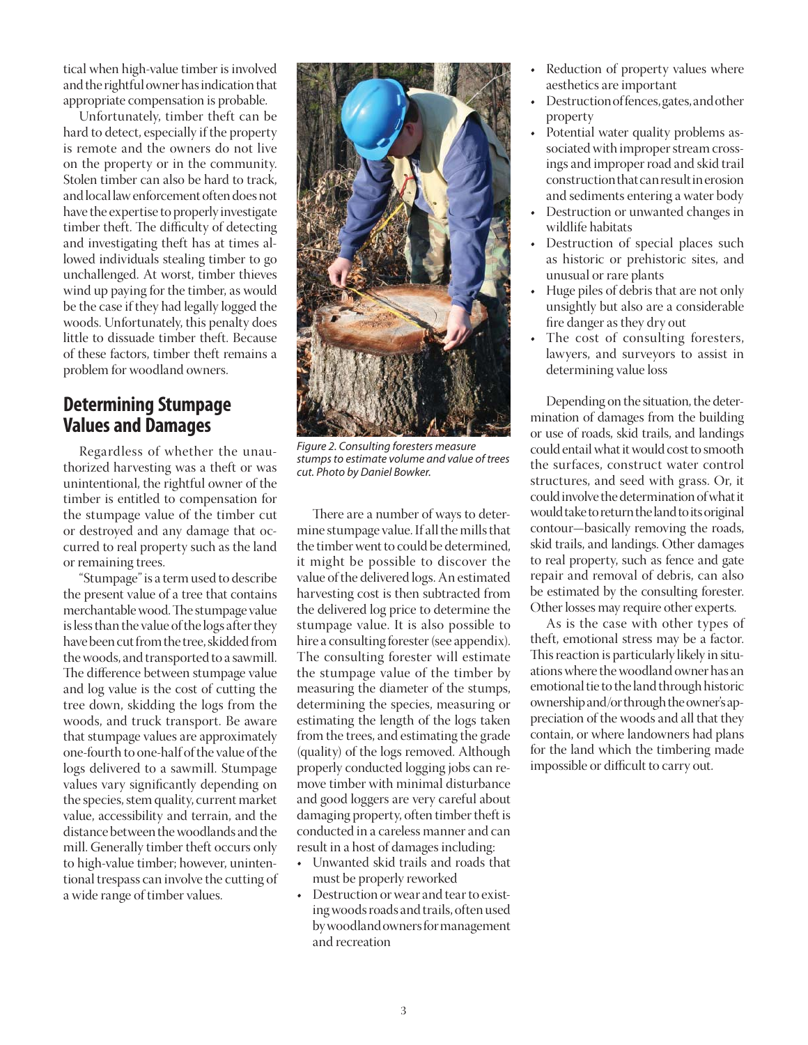tical when high-value timber is involved and the rightful owner has indication that appropriate compensation is probable.

Unfortunately, timber theft can be hard to detect, especially if the property is remote and the owners do not live on the property or in the community. Stolen timber can also be hard to track, and local law enforcement often does not have the expertise to properly investigate timber theft. The difficulty of detecting and investigating theft has at times allowed individuals stealing timber to go unchallenged. At worst, timber thieves wind up paying for the timber, as would be the case if they had legally logged the woods. Unfortunately, this penalty does little to dissuade timber theft. Because of these factors, timber theft remains a problem for woodland owners.

## Determining Stumpage Values and Damages

Regardless of whether the unauthorized harvesting was a theft or was unintentional, the rightful owner of the timber is entitled to compensation for the stumpage value of the timber cut or destroyed and any damage that occurred to real property such as the land or remaining trees.

"Stumpage" is a term used to describe the present value of a tree that contains merchantable wood. The stumpage value is less than the value of the logs after they have been cut from the tree, skidded from the woods, and transported to a sawmill. The difference between stumpage value and log value is the cost of cutting the tree down, skidding the logs from the woods, and truck transport. Be aware that stumpage values are approximately one-fourth to one-half of the value of the logs delivered to a sawmill. Stumpage values vary significantly depending on the species, stem quality, current market value, accessibility and terrain, and the distance between the woodlands and the mill. Generally timber theft occurs only to high-value timber; however, unintentional trespass can involve the cutting of a wide range of timber values.

*Figure 2. Consulting foresters measure stumps to estimate volume and value of trees cut. Photo by Daniel Bowker.*

There are a number of ways to determine stumpage value. If all the mills that the timber went to could be determined, it might be possible to discover the value of the delivered logs. An estimated harvesting cost is then subtracted from the delivered log price to determine the stumpage value. It is also possible to hire a consulting forester (see appendix). The consulting forester will estimate the stumpage value of the timber by measuring the diameter of the stumps, determining the species, measuring or estimating the length of the logs taken from the trees, and estimating the grade (quality) of the logs removed. Although properly conducted logging jobs can remove timber with minimal disturbance and good loggers are very careful about damaging property, often timber theft is conducted in a careless manner and can result in a host of damages including:

- Unwanted skid trails and roads that must be properly reworked
- Destruction or wear and tear to existing woods roads and trails, often used by woodland owners for management and recreation
- Reduction of property values where aesthetics are important
- Destruction of fences, gates, and other property
- Potential water quality problems associated with improper stream crossings and improper road and skid trail construction that can result in erosion and sediments entering a water body
- Destruction or unwanted changes in wildlife habitats
- Destruction of special places such as historic or prehistoric sites, and unusual or rare plants
- Huge piles of debris that are not only unsightly but also are a considerable fire danger as they dry out
- The cost of consulting foresters, lawyers, and surveyors to assist in determining value loss

Depending on the situation, the determination of damages from the building or use of roads, skid trails, and landings could entail what it would cost to smooth the surfaces, construct water control structures, and seed with grass. Or, it could involve the determination of what it would take to return the land to its original contour—basically removing the roads, skid trails, and landings. Other damages to real property, such as fence and gate repair and removal of debris, can also be estimated by the consulting forester. Other losses may require other experts.

As is the case with other types of theft, emotional stress may be a factor. This reaction is particularly likely in situations where the woodland owner has an emotional tie to the land through historic ownership and/or through the owner's appreciation of the woods and all that they contain, or where landowners had plans for the land which the timbering made impossible or difficult to carry out.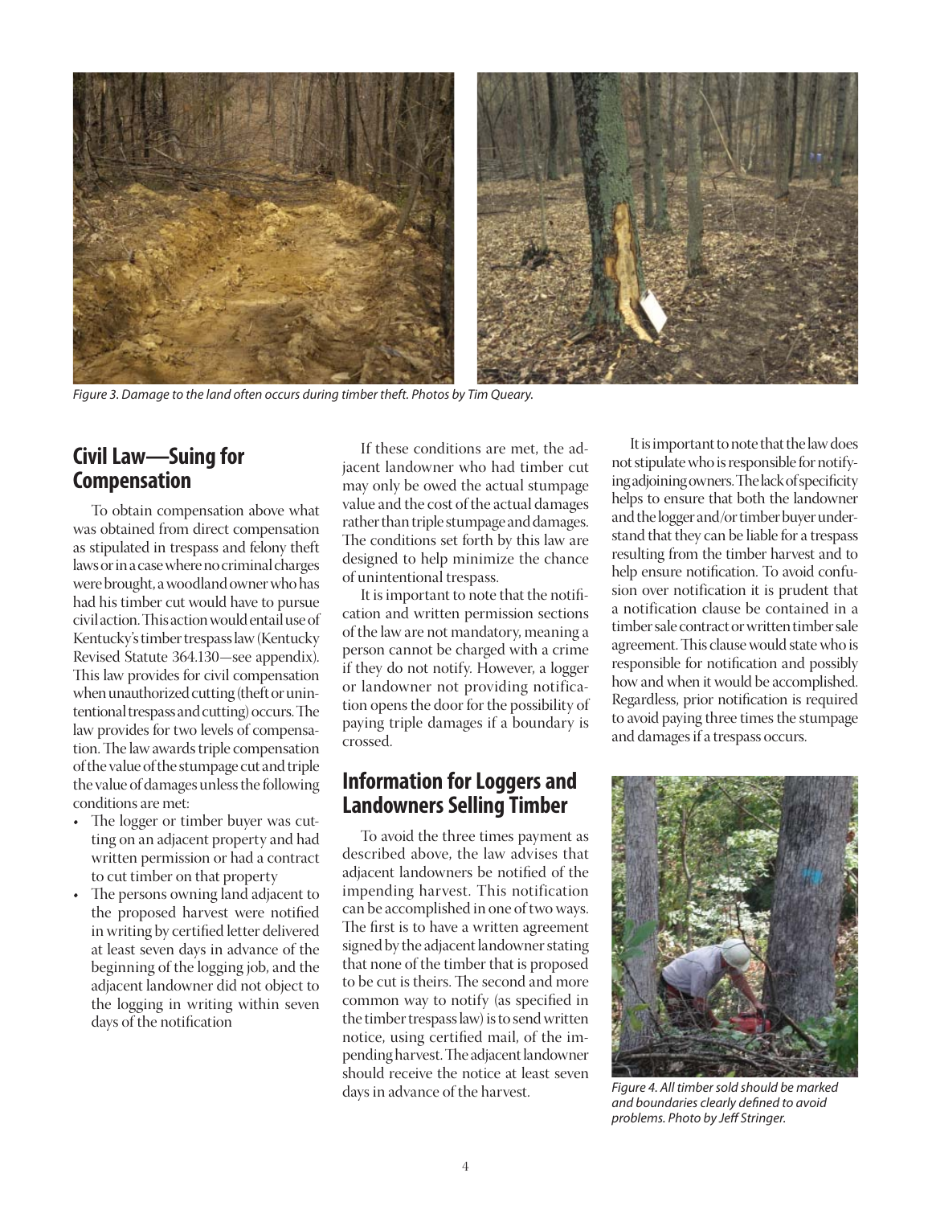*Figure 3. Damage to the land often occurs during timber theft. Photos by Tim Queary.*

## Civil Law—Suing for Compensation

To obtain compensation above what was obtained from direct compensation as stipulated in trespass and felony theft laws or in a case where no criminal charges were brought, a woodland owner who has had his timber cut would have to pursue civil action. This action would entail use of Kentucky's timber trespass law (Kentucky Revised Statute 364.130—see appendix). This law provides for civil compensation when unauthorized cutting (theft or unintentional trespass and cutting) occurs. The law provides for two levels of compensation. The law awards triple compensation of the value of the stumpage cut and triple the value of damages unless the following conditions are met:

- The logger or timber buyer was cutting on an adjacent property and had written permission or had a contract to cut timber on that property
- The persons owning land adjacent to the proposed harvest were notified in writing by certified letter delivered at least seven days in advance of the beginning of the logging job, and the adjacent landowner did not object to the logging in writing within seven days of the notification

If these conditions are met, the adjacent landowner who had timber cut may only be owed the actual stumpage value and the cost of the actual damages rather than triple stumpage and damages. The conditions set forth by this law are designed to help minimize the chance of unintentional trespass.

It is important to note that the notification and written permission sections of the law are not mandatory, meaning a person cannot be charged with a crime if they do not notify. However, a logger or landowner not providing notification opens the door for the possibility of paying triple damages if a boundary is crossed.

## Information for Loggers and Landowners Selling Timber

To avoid the three times payment as described above, the law advises that adjacent landowners be notified of the impending harvest. This notification can be accomplished in one of two ways. The first is to have a written agreement signed by the adjacent landowner stating that none of the timber that is proposed to be cut is theirs. The second and more common way to notify (as specified in the timber trespass law) is to send written notice, using certified mail, of the impending harvest. The adjacent landowner should receive the notice at least seven days in advance of the harvest.

It is important to note that the law does not stipulate who is responsible for notifying adjoining owners. The lack of specificity helps to ensure that both the landowner and the logger and/or timber buyer understand that they can be liable for a trespass resulting from the timber harvest and to help ensure notification. To avoid confusion over notification it is prudent that a notification clause be contained in a timber sale contract or written timber sale agreement. This clause would state who is responsible for notification and possibly how and when it would be accomplished. Regardless, prior notification is required to avoid paying three times the stumpage and damages if a trespass occurs.

*Figure 4. All timber sold should be marked and boundaries clearly defined to avoid problems. Photo by Jeff Stringer.*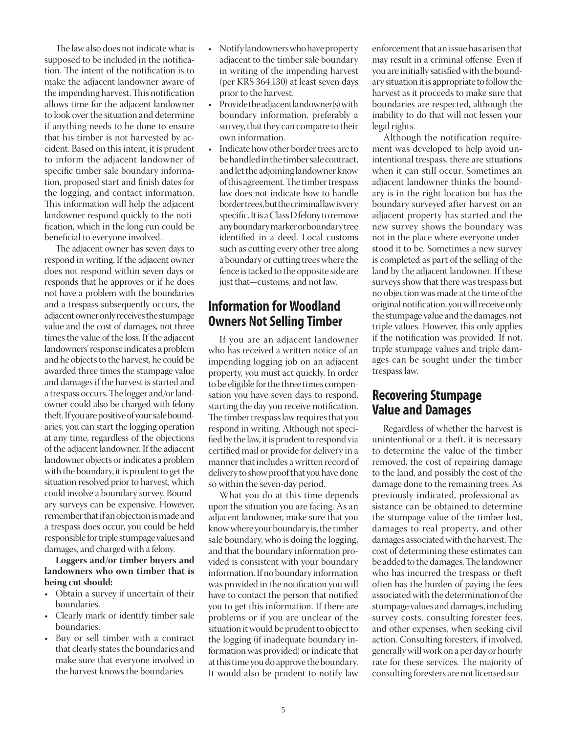The law also does not indicate what is supposed to be included in the notification. The intent of the notification is to make the adjacent landowner aware of the impending harvest. This notification allows time for the adjacent landowner to look over the situation and determine if anything needs to be done to ensure that his timber is not harvested by accident. Based on this intent, it is prudent to inform the adjacent landowner of specific timber sale boundary information, proposed start and finish dates for the logging, and contact information. This information will help the adjacent landowner respond quickly to the notification, which in the long run could be beneficial to everyone involved.

The adjacent owner has seven days to respond in writing. If the adjacent owner does not respond within seven days or responds that he approves or if he does not have a problem with the boundaries and a trespass subsequently occurs, the adjacent owner only receives the stumpage value and the cost of damages, not three times the value of the loss. If the adjacent landowners' response indicates a problem and he objects to the harvest, he could be awarded three times the stumpage value and damages if the harvest is started and a trespass occurs. The logger and/or landowner could also be charged with felony theft. If you are positive of your sale boundaries, you can start the logging operation at any time, regardless of the objections of the adjacent landowner. If the adjacent landowner objects or indicates a problem with the boundary, it is prudent to get the situation resolved prior to harvest, which could involve a boundary survey. Boundary surveys can be expensive. However, remember that if an objection is made and a trespass does occur, you could be held responsible for triple stumpage values and damages, and charged with a felony.

**Loggers and/or timber buyers and landowners who own timber that is being cut should:**

- Obtain a survey if uncertain of their boundaries.
- Clearly mark or identify timber sale boundaries.
- Buy or sell timber with a contract that clearly states the boundaries and make sure that everyone involved in the harvest knows the boundaries.
- Notify landowners who have property adjacent to the timber sale boundary in writing of the impending harvest (per KRS 364.130) at least seven days prior to the harvest.
- Provide the adjacent landowner(s) with boundary information, preferably a survey, that they can compare to their own information.
- Indicate how other border trees are to be handled in the timber sale contract, and let the adjoining landowner know of this agreement. The timber trespass law does not indicate how to handle border trees, but the criminal law is very specific. It is a Class D felony to remove any boundary marker or boundary tree identified in a deed. Local customs such as cutting every other tree along a boundary or cutting trees where the fence is tacked to the opposite side are just that—customs, and not law.

## Information for Woodland Owners Not Selling Timber

If you are an adjacent landowner who has received a written notice of an impending logging job on an adjacent property, you must act quickly. In order to be eligible for the three times compensation you have seven days to respond, starting the day you receive notification. The timber trespass law requires that you respond in writing. Although not specified by the law, it is prudent to respond via certified mail or provide for delivery in a manner that includes a written record of delivery to show proof that you have done so within the seven-day period.

What you do at this time depends upon the situation you are facing. As an adjacent landowner, make sure that you know where your boundary is, the timber sale boundary, who is doing the logging, and that the boundary information provided is consistent with your boundary information. If no boundary information was provided in the notification you will have to contact the person that notified you to get this information. If there are problems or if you are unclear of the situation it would be prudent to object to the logging (if inadequate boundary information was provided) or indicate that at this time you do approve the boundary. It would also be prudent to notify law enforcement that an issue has arisen that may result in a criminal offense. Even if you are initially satisfied with the boundary situation it is appropriate to follow the harvest as it proceeds to make sure that boundaries are respected, although the inability to do that will not lessen your legal rights.

Although the notification requirement was developed to help avoid unintentional trespass, there are situations when it can still occur. Sometimes an adjacent landowner thinks the boundary is in the right location but has the boundary surveyed after harvest on an adjacent property has started and the new survey shows the boundary was not in the place where everyone understood it to be. Sometimes a new survey is completed as part of the selling of the land by the adjacent landowner. If these surveys show that there was trespass but no objection was made at the time of the original notification, you will receive only the stumpage value and the damages, not triple values. However, this only applies if the notification was provided. If not, triple stumpage values and triple damages can be sought under the timber trespass law.

## Recovering Stumpage Value and Damages

Regardless of whether the harvest is unintentional or a theft, it is necessary to determine the value of the timber removed, the cost of repairing damage to the land, and possibly the cost of the damage done to the remaining trees. As previously indicated, professional assistance can be obtained to determine the stumpage value of the timber lost, damages to real property, and other damages associated with the harvest. The cost of determining these estimates can be added to the damages. The landowner who has incurred the trespass or theft often has the burden of paying the fees associated with the determination of the stumpage values and damages, including survey costs, consulting forester fees, and other expenses, when seeking civil action. Consulting foresters, if involved, generally will work on a per day or hourly rate for these services. The majority of consulting foresters are not licensed sur-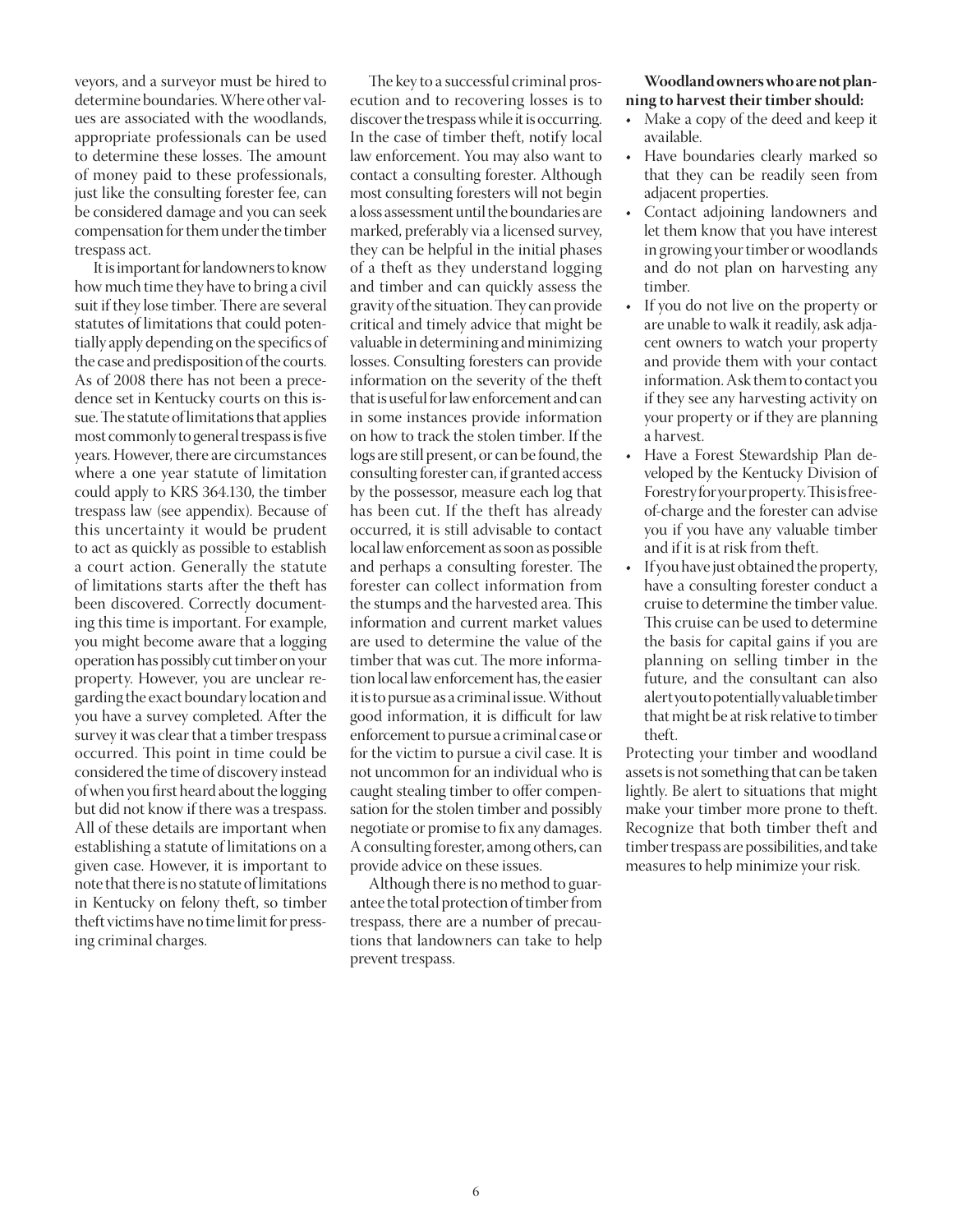veyors, and a surveyor must be hired to determine boundaries. Where other values are associated with the woodlands, appropriate professionals can be used to determine these losses. The amount of money paid to these professionals, just like the consulting forester fee, can be considered damage and you can seek compensation for them under the timber trespass act.

It is important for landowners to know how much time they have to bring a civil suit if they lose timber. There are several statutes of limitations that could potentially apply depending on the specifics of the case and predisposition of the courts. As of 2008 there has not been a precedence set in Kentucky courts on this issue. The statute of limitations that applies most commonly to general trespass is five years. However, there are circumstances where a one year statute of limitation could apply to KRS 364.130, the timber trespass law (see appendix). Because of this uncertainty it would be prudent to act as quickly as possible to establish a court action. Generally the statute of limitations starts after the theft has been discovered. Correctly documenting this time is important. For example, you might become aware that a logging operation has possibly cut timber on your property. However, you are unclear regarding the exact boundary location and you have a survey completed. After the survey it was clear that a timber trespass occurred. This point in time could be considered the time of discovery instead of when you first heard about the logging but did not know if there was a trespass. All of these details are important when establishing a statute of limitations on a given case. However, it is important to note that there is no statute of limitations in Kentucky on felony theft, so timber theft victims have no time limit for pressing criminal charges.

The key to a successful criminal prosecution and to recovering losses is to discover the trespass while it is occurring. In the case of timber theft, notify local law enforcement. You may also want to contact a consulting forester. Although most consulting foresters will not begin a loss assessment until the boundaries are marked, preferably via a licensed survey, they can be helpful in the initial phases of a theft as they understand logging and timber and can quickly assess the gravity of the situation. They can provide critical and timely advice that might be valuable in determining and minimizing losses. Consulting foresters can provide information on the severity of the theft that is useful for law enforcement and can in some instances provide information on how to track the stolen timber. If the logs are still present, or can be found, the consulting forester can, if granted access by the possessor, measure each log that has been cut. If the theft has already occurred, it is still advisable to contact local law enforcement as soon as possible and perhaps a consulting forester. The forester can collect information from the stumps and the harvested area. This information and current market values are used to determine the value of the timber that was cut. The more information local law enforcement has, the easier it is to pursue as a criminal issue. Without good information, it is difficult for law enforcement to pursue a criminal case or for the victim to pursue a civil case. It is not uncommon for an individual who is caught stealing timber to offer compensation for the stolen timber and possibly negotiate or promise to fix any damages. A consulting forester, among others, can provide advice on these issues.

Although there is no method to guarantee the total protection of timber from trespass, there are a number of precautions that landowners can take to help prevent trespass.

**Woodland owners who are not planning to harvest their timber should:**

- Make a copy of the deed and keep it available.
- Have boundaries clearly marked so that they can be readily seen from adjacent properties.
- Contact adjoining landowners and let them know that you have interest in growing your timber or woodlands and do not plan on harvesting any timber.
- If you do not live on the property or are unable to walk it readily, ask adjacent owners to watch your property and provide them with your contact information. Ask them to contact you if they see any harvesting activity on your property or if they are planning a harvest.
- Have a Forest Stewardship Plan developed by the Kentucky Division of Forestry for your property. This is free-of-charge and the forester can advise you if you have any valuable timber and if it is at risk from theft.
- If you have just obtained the property, have a consulting forester conduct a cruise to determine the timber value. This cruise can be used to determine the basis for capital gains if you are planning on selling timber in the future, and the consultant can also alert you to potentially valuable timber that might be at risk relative to timber theft.

Protecting your timber and woodland assets is not something that can be taken lightly. Be alert to situations that might make your timber more prone to theft. Recognize that both timber theft and timber trespass are possibilities, and take measures to help minimize your risk.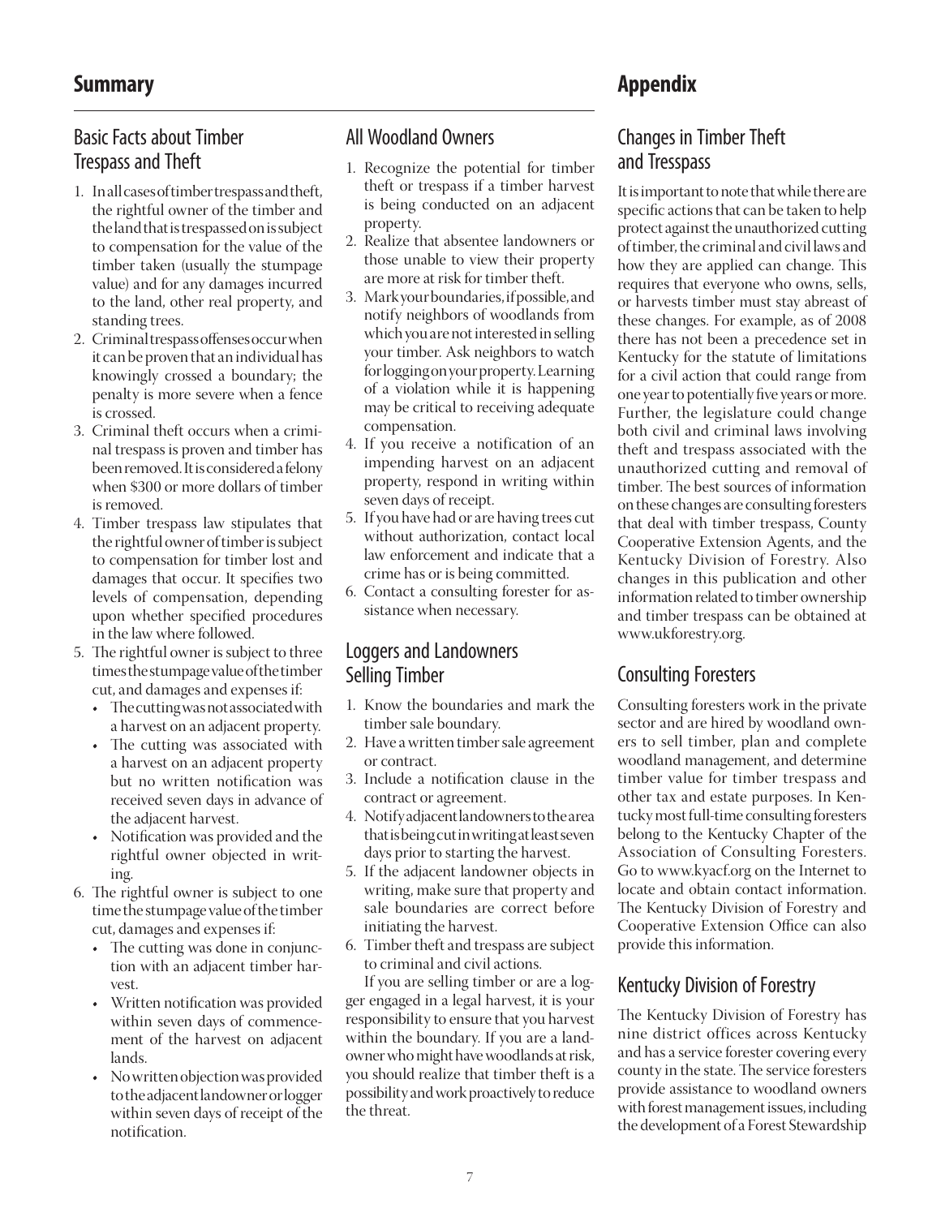## Summary

### Basic Facts about Timber Trespass and Theft

1. In all cases of timber trespass and theft, the rightful owner of the timber and the land that is trespassed on is subject to compensation for the value of the timber taken (usually the stumpage value) and for any damages incurred to the land, other real property, and standing trees.
2. Criminal trespass offenses occur when it can be proven that an individual has knowingly crossed a boundary; the penalty is more severe when a fence is crossed.
3. Criminal theft occurs when a criminal trespass is proven and timber has been removed. It is considered a felony when $300 or more dollars of timber is removed.
4. Timber trespass law stipulates that the rightful owner of timber is subject to compensation for timber lost and damages that occur. It specifies two levels of compensation, depending upon whether specified procedures in the law where followed.
5. The rightful owner is subject to three times the stumpage value of the timber cut, and damages and expenses if:
   - The cutting was not associated with a harvest on an adjacent property.
   - The cutting was associated with a harvest on an adjacent property but no written notification was received seven days in advance of the adjacent harvest.
   - Notification was provided and the rightful owner objected in writing.
6. The rightful owner is subject to one time the stumpage value of the timber cut, damages and expenses if:
   - The cutting was done in conjunction with an adjacent timber harvest.
   - Written notification was provided within seven days of commencement of the harvest on adjacent lands.
   - No written objection was provided to the adjacent landowner or logger within seven days of receipt of the notification.

### All Woodland Owners

1. Recognize the potential for timber theft or trespass if a timber harvest is being conducted on an adjacent property.
2. Realize that absentee landowners or those unable to view their property are more at risk for timber theft.
3. Mark your boundaries, if possible, and notify neighbors of woodlands from which you are not interested in selling your timber. Ask neighbors to watch for logging on your property. Learning of a violation while it is happening may be critical to receiving adequate compensation.
4. If you receive a notification of an impending harvest on an adjacent property, respond in writing within seven days of receipt.
5. If you have had or are having trees cut without authorization, contact local law enforcement and indicate that a crime has or is being committed.
6. Contact a consulting forester for assistance when necessary.

### Loggers and Landowners Selling Timber

1. Know the boundaries and mark the timber sale boundary.
2. Have a written timber sale agreement or contract.
3. Include a notification clause in the contract or agreement.
4. Notify adjacent landowners to the area that is being cut in writing at least seven days prior to starting the harvest.
5. If the adjacent landowner objects in writing, make sure that property and sale boundaries are correct before initiating the harvest.
6. Timber theft and trespass are subject to criminal and civil actions.

If you are selling timber or are a logger engaged in a legal harvest, it is your responsibility to ensure that you harvest within the boundary. If you are a landowner who might have woodlands at risk, you should realize that timber theft is a possibility and work proactively to reduce the threat.

## Appendix

### Changes in Timber Theft and Tresspass

It is important to note that while there are specific actions that can be taken to help protect against the unauthorized cutting of timber, the criminal and civil laws and how they are applied can change. This requires that everyone who owns, sells, or harvests timber must stay abreast of these changes. For example, as of 2008 there has not been a precedence set in Kentucky for the statute of limitations for a civil action that could range from one year to potentially five years or more. Further, the legislature could change both civil and criminal laws involving theft and trespass associated with the unauthorized cutting and removal of timber. The best sources of information on these changes are consulting foresters that deal with timber trespass, County Cooperative Extension Agents, and the Kentucky Division of Forestry. Also changes in this publication and other information related to timber ownership and timber trespass can be obtained at www.ukforestry.org.

### Consulting Foresters

Consulting foresters work in the private sector and are hired by woodland owners to sell timber, plan and complete woodland management, and determine timber value for timber trespass and other tax and estate purposes. In Kentucky most full-time consulting foresters belong to the Kentucky Chapter of the Association of Consulting Foresters. Go to www.kyacf.org on the Internet to locate and obtain contact information. The Kentucky Division of Forestry and Cooperative Extension Office can also provide this information.

### Kentucky Division of Forestry

The Kentucky Division of Forestry has nine district offices across Kentucky and has a service forester covering every county in the state. The service foresters provide assistance to woodland owners with forest management issues, including the development of a Forest Stewardship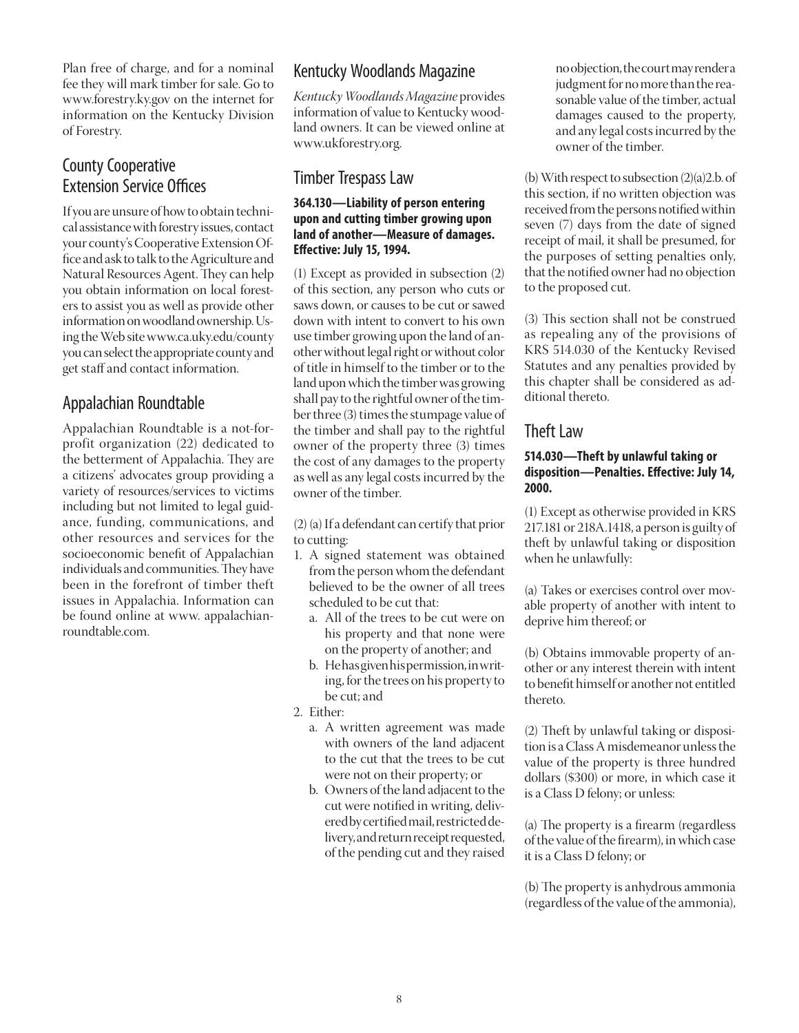Plan free of charge, and for a nominal fee they will mark timber for sale. Go to www.forestry.ky.gov on the internet for information on the Kentucky Division of Forestry.

## County Cooperative Extension Service Offices

If you are unsure of how to obtain technical assistance with forestry issues, contact your county's Cooperative Extension Office and ask to talk to the Agriculture and Natural Resources Agent. They can help you obtain information on local foresters to assist you as well as provide other information on woodland ownership. Using the Web site www.ca.uky.edu/county you can select the appropriate county and get staff and contact information.

## Appalachian Roundtable

Appalachian Roundtable is a not-for-profit organization (22) dedicated to the betterment of Appalachia. They are a citizens' advocates group providing a variety of resources/services to victims including but not limited to legal guidance, funding, communications, and other resources and services for the socioeconomic benefit of Appalachian individuals and communities. They have been in the forefront of timber theft issues in Appalachia. Information can be found online at www. appalachianroundtable.com.

## Kentucky Woodlands Magazine

*Kentucky Woodlands Magazine* provides information of value to Kentucky woodland owners. It can be viewed online at www.ukforestry.org.

## Timber Trespass Law

**364.130—Liability of person entering upon and cutting timber growing upon land of another—Measure of damages. Effective: July 15, 1994.**

(1) Except as provided in subsection (2) of this section, any person who cuts or saws down, or causes to be cut or sawed down with intent to convert to his own use timber growing upon the land of another without legal right or without color of title in himself to the timber or to the land upon which the timber was growing shall pay to the rightful owner of the timber three (3) times the stumpage value of the timber and shall pay to the rightful owner of the property three (3) times the cost of any damages to the property as well as any legal costs incurred by the owner of the timber.

(2) (a) If a defendant can certify that prior to cutting:

1. A signed statement was obtained from the person whom the defendant believed to be the owner of all trees scheduled to be cut that:
   a. All of the trees to be cut were on his property and that none were on the property of another; and
   b. He has given his permission, in writing, for the trees on his property to be cut; and
2. Either:
   a. A written agreement was made with owners of the land adjacent to the cut that the trees to be cut were not on their property; or
   b. Owners of the land adjacent to the cut were notified in writing, delivered by certified mail, restricted delivery, and return receipt requested, of the pending cut and they raised no objection, the court may render a judgment for no more than the reasonable value of the timber, actual damages caused to the property, and any legal costs incurred by the owner of the timber.

(b) With respect to subsection (2)(a)2.b. of this section, if no written objection was received from the persons notified within seven (7) days from the date of signed receipt of mail, it shall be presumed, for the purposes of setting penalties only, that the notified owner had no objection to the proposed cut.

(3) This section shall not be construed as repealing any of the provisions of KRS 514.030 of the Kentucky Revised Statutes and any penalties provided by this chapter shall be considered as additional thereto.

## Theft Law

**514.030—Theft by unlawful taking or disposition—Penalties. Effective: July 14, 2000.**

(1) Except as otherwise provided in KRS 217.181 or 218A.1418, a person is guilty of theft by unlawful taking or disposition when he unlawfully:

(a) Takes or exercises control over movable property of another with intent to deprive him thereof; or

(b) Obtains immovable property of another or any interest therein with intent to benefit himself or another not entitled thereto.

(2) Theft by unlawful taking or disposition is a Class A misdemeanor unless the value of the property is three hundred dollars ($300) or more, in which case it is a Class D felony; or unless:

(a) The property is a firearm (regardless of the value of the firearm), in which case it is a Class D felony; or

(b) The property is anhydrous ammonia (regardless of the value of the ammonia),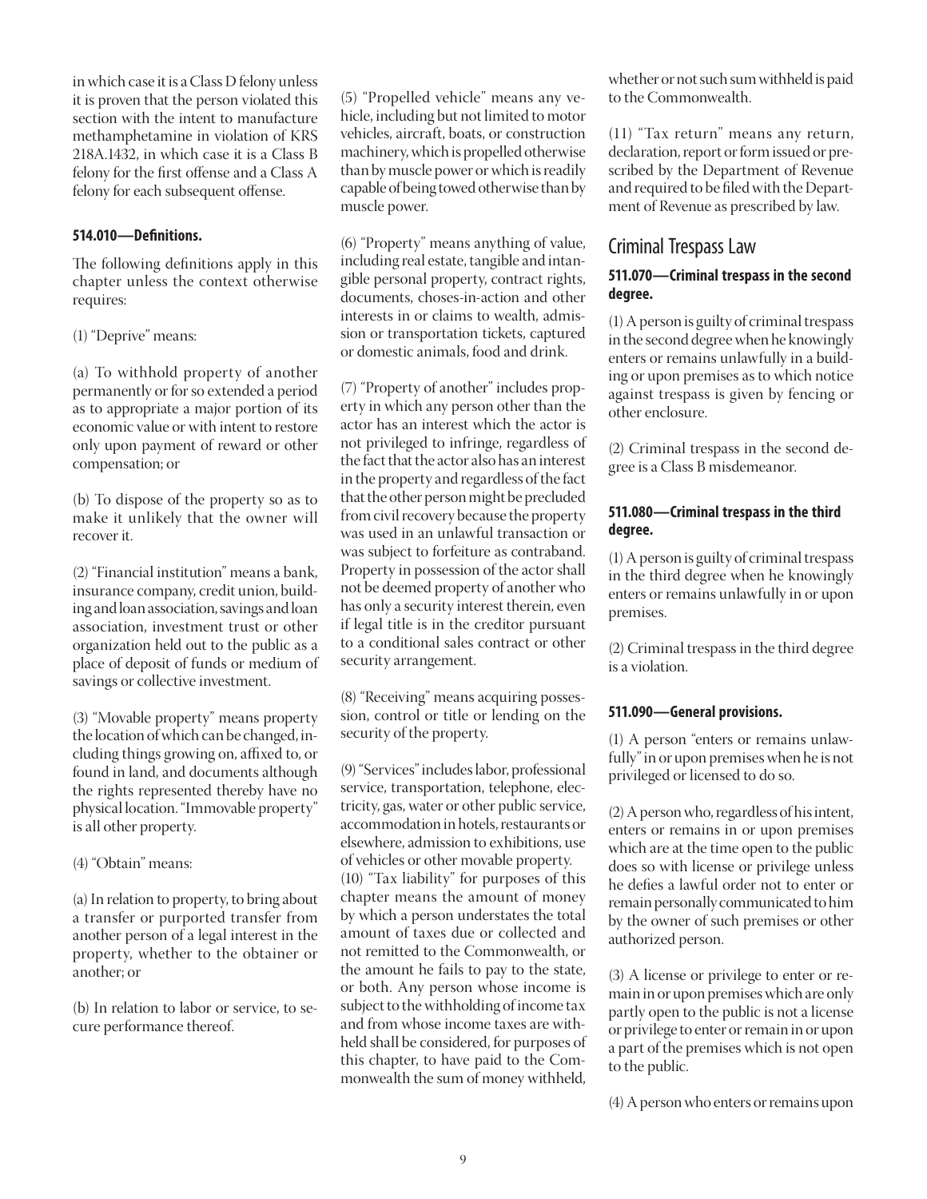in which case it is a Class D felony unless it is proven that the person violated this section with the intent to manufacture methamphetamine in violation of KRS 218A.1432, in which case it is a Class B felony for the first offense and a Class A felony for each subsequent offense.

#### 514.010—Definitions.

The following definitions apply in this chapter unless the context otherwise requires:

(1) "Deprive" means:

(a) To withhold property of another permanently or for so extended a period as to appropriate a major portion of its economic value or with intent to restore only upon payment of reward or other compensation; or

(b) To dispose of the property so as to make it unlikely that the owner will recover it.

(2) "Financial institution" means a bank, insurance company, credit union, building and loan association, savings and loan association, investment trust or other organization held out to the public as a place of deposit of funds or medium of savings or collective investment.

(3) "Movable property" means property the location of which can be changed, including things growing on, affixed to, or found in land, and documents although the rights represented thereby have no physical location. "Immovable property" is all other property.

(4) "Obtain" means:

(a) In relation to property, to bring about a transfer or purported transfer from another person of a legal interest in the property, whether to the obtainer or another; or

(b) In relation to labor or service, to secure performance thereof.

(5) "Propelled vehicle" means any vehicle, including but not limited to motor vehicles, aircraft, boats, or construction machinery, which is propelled otherwise than by muscle power or which is readily capable of being towed otherwise than by muscle power.

(6) "Property" means anything of value, including real estate, tangible and intangible personal property, contract rights, documents, choses-in-action and other interests in or claims to wealth, admission or transportation tickets, captured or domestic animals, food and drink.

(7) "Property of another" includes property in which any person other than the actor has an interest which the actor is not privileged to infringe, regardless of the fact that the actor also has an interest in the property and regardless of the fact that the other person might be precluded from civil recovery because the property was used in an unlawful transaction or was subject to forfeiture as contraband. Property in possession of the actor shall not be deemed property of another who has only a security interest therein, even if legal title is in the creditor pursuant to a conditional sales contract or other security arrangement.

(8) "Receiving" means acquiring possession, control or title or lending on the security of the property.

(9) "Services" includes labor, professional service, transportation, telephone, electricity, gas, water or other public service, accommodation in hotels, restaurants or elsewhere, admission to exhibitions, use of vehicles or other movable property.

(10) "Tax liability" for purposes of this chapter means the amount of money by which a person understates the total amount of taxes due or collected and not remitted to the Commonwealth, or the amount he fails to pay to the state, or both. Any person whose income is subject to the withholding of income tax and from whose income taxes are withheld shall be considered, for purposes of this chapter, to have paid to the Commonwealth the sum of money withheld, whether or not such sum withheld is paid to the Commonwealth.

(11) "Tax return" means any return, declaration, report or form issued or prescribed by the Department of Revenue and required to be filed with the Department of Revenue as prescribed by law.

## Criminal Trespass Law

#### 511.070—Criminal trespass in the second degree.

(1) A person is guilty of criminal trespass in the second degree when he knowingly enters or remains unlawfully in a building or upon premises as to which notice against trespass is given by fencing or other enclosure.

(2) Criminal trespass in the second degree is a Class B misdemeanor.

#### 511.080—Criminal trespass in the third degree.

(1) A person is guilty of criminal trespass in the third degree when he knowingly enters or remains unlawfully in or upon premises.

(2) Criminal trespass in the third degree is a violation.

#### 511.090—General provisions.

(1) A person "enters or remains unlawfully" in or upon premises when he is not privileged or licensed to do so.

(2) A person who, regardless of his intent, enters or remains in or upon premises which are at the time open to the public does so with license or privilege unless he defies a lawful order not to enter or remain personally communicated to him by the owner of such premises or other authorized person.

(3) A license or privilege to enter or remain in or upon premises which are only partly open to the public is not a license or privilege to enter or remain in or upon a part of the premises which is not open to the public.

(4) A person who enters or remains upon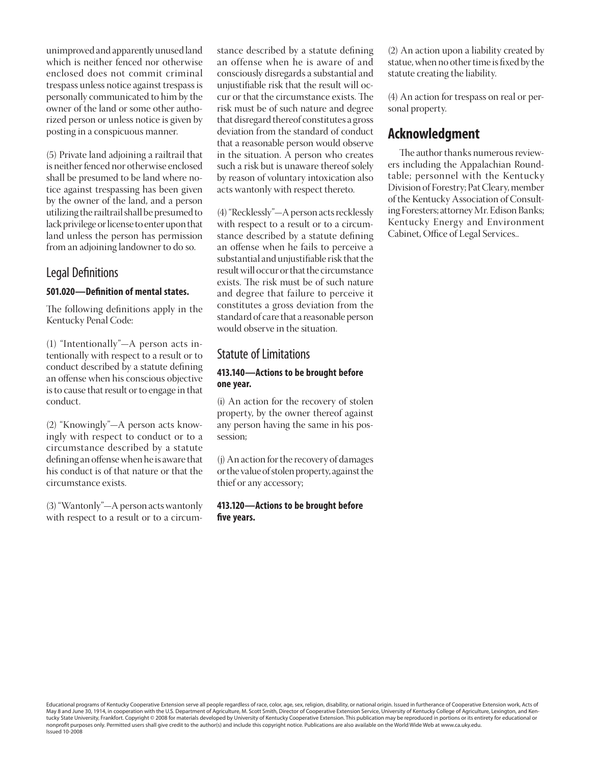unimproved and apparently unused land which is neither fenced nor otherwise enclosed does not commit criminal trespass unless notice against trespass is personally communicated to him by the owner of the land or some other authorized person or unless notice is given by posting in a conspicuous manner.

(5) Private land adjoining a railtrail that is neither fenced nor otherwise enclosed shall be presumed to be land where notice against trespassing has been given by the owner of the land, and a person utilizing the railtrail shall be presumed to lack privilege or license to enter upon that land unless the person has permission from an adjoining landowner to do so.

## Legal Definitions

### 501.020—Definition of mental states.

The following definitions apply in the Kentucky Penal Code:

(1) "Intentionally"—A person acts intentionally with respect to a result or to conduct described by a statute defining an offense when his conscious objective is to cause that result or to engage in that conduct.

(2) "Knowingly"—A person acts knowingly with respect to conduct or to a circumstance described by a statute defining an offense when he is aware that his conduct is of that nature or that the circumstance exists.

(3) "Wantonly"—A person acts wantonly with respect to a result or to a circumstance described by a statute defining an offense when he is aware of and consciously disregards a substantial and unjustifiable risk that the result will occur or that the circumstance exists. The risk must be of such nature and degree that disregard thereof constitutes a gross deviation from the standard of conduct that a reasonable person would observe in the situation. A person who creates such a risk but is unaware thereof solely by reason of voluntary intoxication also acts wantonly with respect thereto.

(4) "Recklessly"—A person acts recklessly with respect to a result or to a circumstance described by a statute defining an offense when he fails to perceive a substantial and unjustifiable risk that the result will occur or that the circumstance exists. The risk must be of such nature and degree that failure to perceive it constitutes a gross deviation from the standard of care that a reasonable person would observe in the situation.

## Statute of Limitations

### 413.140—Actions to be brought before one year.

(i) An action for the recovery of stolen property, by the owner thereof against any person having the same in his possession;

(j) An action for the recovery of damages or the value of stolen property, against the thief or any accessory;

### 413.120—Actions to be brought before five years.

(2) An action upon a liability created by statue, when no other time is fixed by the statute creating the liability.

(4) An action for trespass on real or personal property.

# Acknowledgment

The author thanks numerous reviewers including the Appalachian Roundtable; personnel with the Kentucky Division of Forestry; Pat Cleary, member of the Kentucky Association of Consulting Foresters; attorney Mr. Edison Banks; Kentucky Energy and Environment Cabinet, Office of Legal Services..

Educational programs of Kentucky Cooperative Extension serve all people regardless of race, color, age, sex, religion, disability, or national origin. Issued in furtherance of Cooperative Extension work, Acts of May 8 and June 30, 1914, in cooperation with the U.S. Department of Agriculture, M. Scott Smith, Director of Cooperative Extension Service, University of Kentucky College of Agriculture, Lexington, and Kentucky State University, Frankfort. Copyright © 2008 for materials developed by University of Kentucky Cooperative Extension. This publication may be reproduced in portions or its entirety for educational or nonprofit purposes only. Permitted users shall give credit to the author(s) and include this copyright notice. Publications are also available on the World Wide Web at www.ca.uky.edu.
Issued 10-2008